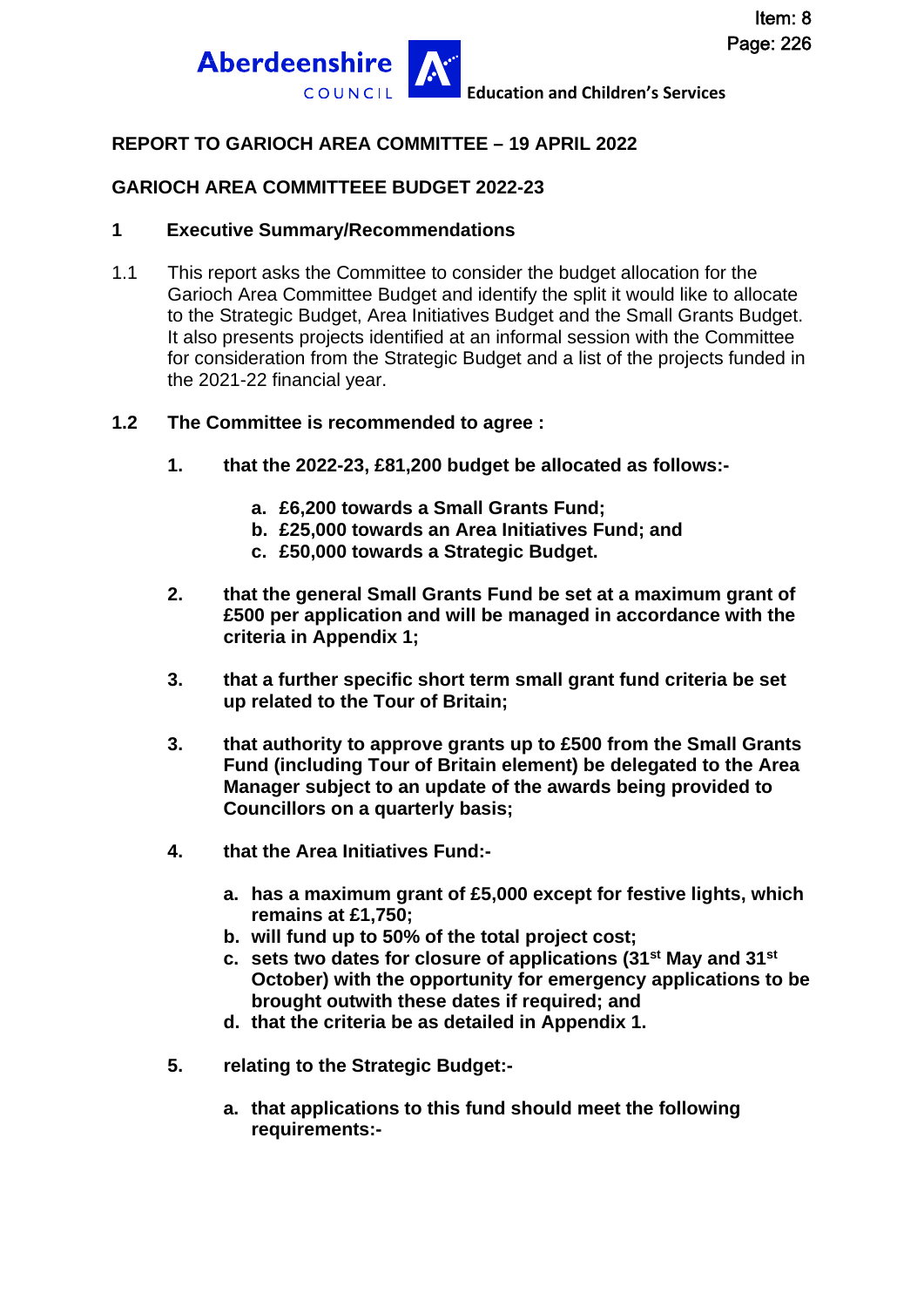Item: 8
Page: 226

Aberdeenshire COUNCIL **Education and Children's Services**

**REPORT TO GARIOCH AREA COMMITTEE – 19 APRIL 2022**

**GARIOCH AREA COMMITTEEE BUDGET 2022-23**

**1 Executive Summary/Recommendations**

1.1 This report asks the Committee to consider the budget allocation for the Garioch Area Committee Budget and identify the split it would like to allocate to the Strategic Budget, Area Initiatives Budget and the Small Grants Budget. It also presents projects identified at an informal session with the Committee for consideration from the Strategic Budget and a list of the projects funded in the 2021-22 financial year.

**1.2 The Committee is recommended to agree :**

**1. that the 2022-23, £81,200 budget be allocated as follows:-**

**a. £6,200 towards a Small Grants Fund;**
**b. £25,000 towards an Area Initiatives Fund; and**
**c. £50,000 towards a Strategic Budget.**

**2. that the general Small Grants Fund be set at a maximum grant of £500 per application and will be managed in accordance with the criteria in Appendix 1;**

**3. that a further specific short term small grant fund criteria be set up related to the Tour of Britain;**

**3. that authority to approve grants up to £500 from the Small Grants Fund (including Tour of Britain element) be delegated to the Area Manager subject to an update of the awards being provided to Councillors on a quarterly basis;**

**4. that the Area Initiatives Fund:-**

**a. has a maximum grant of £5,000 except for festive lights, which remains at £1,750;**
**b. will fund up to 50% of the total project cost;**
**c. sets two dates for closure of applications (31st May and 31st October) with the opportunity for emergency applications to be brought outwith these dates if required; and**
**d. that the criteria be as detailed in Appendix 1.**

**5. relating to the Strategic Budget:-**

**a. that applications to this fund should meet the following requirements:-**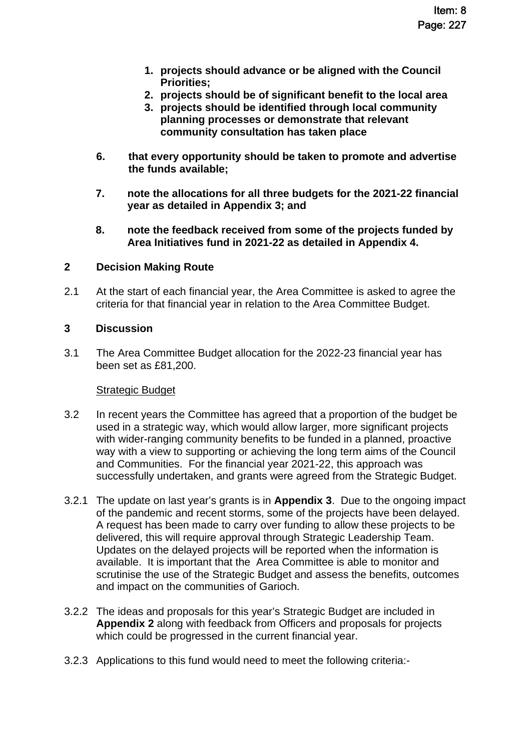1. **projects should advance or be aligned with the Council Priorities;**
2. **projects should be of significant benefit to the local area**
3. **projects should be identified through local community planning processes or demonstrate that relevant community consultation has taken place**

**6. that every opportunity should be taken to promote and advertise the funds available;**

**7. note the allocations for all three budgets for the 2021-22 financial year as detailed in Appendix 3; and**

**8. note the feedback received from some of the projects funded by Area Initiatives fund in 2021-22 as detailed in Appendix 4.**

## 2 Decision Making Route

2.1 At the start of each financial year, the Area Committee is asked to agree the criteria for that financial year in relation to the Area Committee Budget.

## 3 Discussion

3.1 The Area Committee Budget allocation for the 2022-23 financial year has been set as £81,200.

Strategic Budget

3.2 In recent years the Committee has agreed that a proportion of the budget be used in a strategic way, which would allow larger, more significant projects with wider-ranging community benefits to be funded in a planned, proactive way with a view to supporting or achieving the long term aims of the Council and Communities. For the financial year 2021-22, this approach was successfully undertaken, and grants were agreed from the Strategic Budget.

3.2.1 The update on last year's grants is in **Appendix 3**. Due to the ongoing impact of the pandemic and recent storms, some of the projects have been delayed. A request has been made to carry over funding to allow these projects to be delivered, this will require approval through Strategic Leadership Team. Updates on the delayed projects will be reported when the information is available. It is important that the Area Committee is able to monitor and scrutinise the use of the Strategic Budget and assess the benefits, outcomes and impact on the communities of Garioch.

3.2.2 The ideas and proposals for this year's Strategic Budget are included in **Appendix 2** along with feedback from Officers and proposals for projects which could be progressed in the current financial year.

3.2.3 Applications to this fund would need to meet the following criteria:-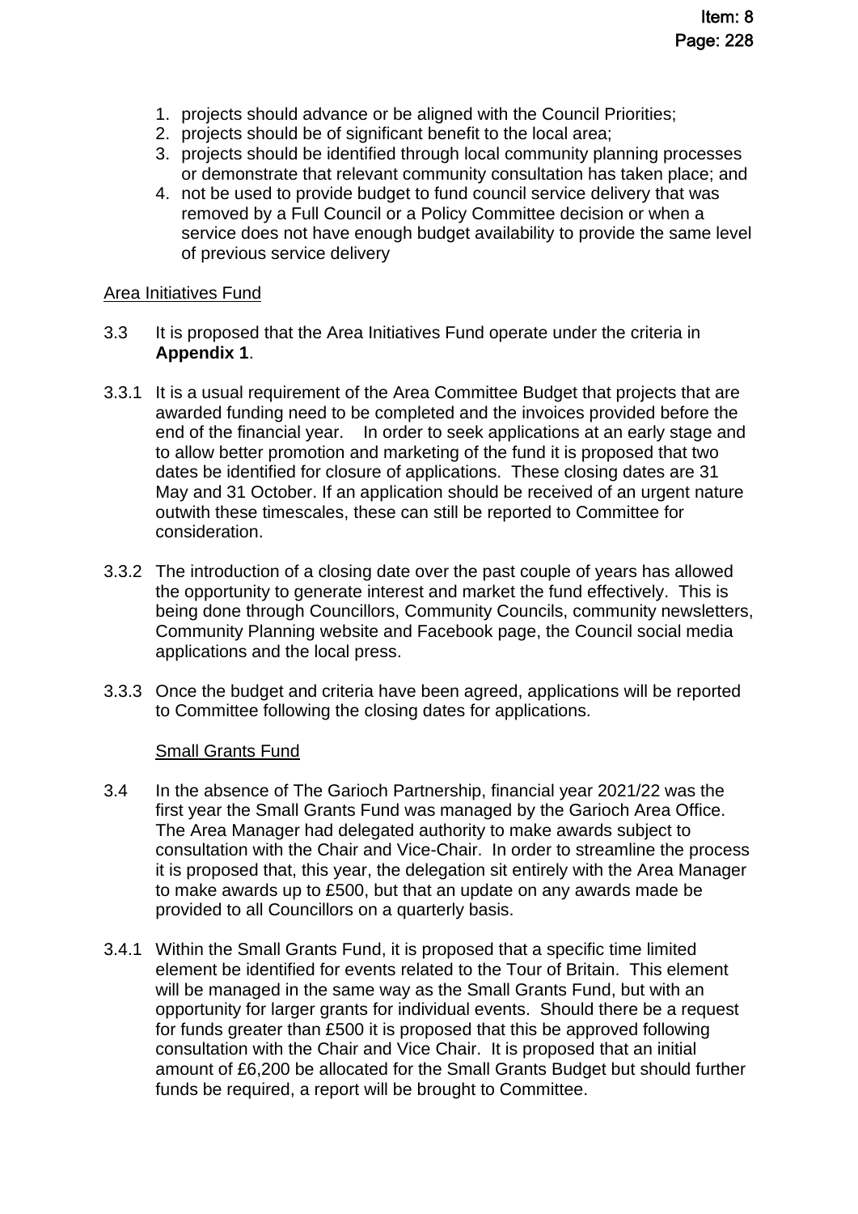1. projects should advance or be aligned with the Council Priorities;
2. projects should be of significant benefit to the local area;
3. projects should be identified through local community planning processes or demonstrate that relevant community consultation has taken place; and
4. not be used to provide budget to fund council service delivery that was removed by a Full Council or a Policy Committee decision or when a service does not have enough budget availability to provide the same level of previous service delivery

Area Initiatives Fund

3.3 It is proposed that the Area Initiatives Fund operate under the criteria in **Appendix 1**.

3.3.1 It is a usual requirement of the Area Committee Budget that projects that are awarded funding need to be completed and the invoices provided before the end of the financial year. In order to seek applications at an early stage and to allow better promotion and marketing of the fund it is proposed that two dates be identified for closure of applications. These closing dates are 31 May and 31 October. If an application should be received of an urgent nature outwith these timescales, these can still be reported to Committee for consideration.

3.3.2 The introduction of a closing date over the past couple of years has allowed the opportunity to generate interest and market the fund effectively. This is being done through Councillors, Community Councils, community newsletters, Community Planning website and Facebook page, the Council social media applications and the local press.

3.3.3 Once the budget and criteria have been agreed, applications will be reported to Committee following the closing dates for applications.

Small Grants Fund

3.4 In the absence of The Garioch Partnership, financial year 2021/22 was the first year the Small Grants Fund was managed by the Garioch Area Office. The Area Manager had delegated authority to make awards subject to consultation with the Chair and Vice-Chair. In order to streamline the process it is proposed that, this year, the delegation sit entirely with the Area Manager to make awards up to £500, but that an update on any awards made be provided to all Councillors on a quarterly basis.

3.4.1 Within the Small Grants Fund, it is proposed that a specific time limited element be identified for events related to the Tour of Britain. This element will be managed in the same way as the Small Grants Fund, but with an opportunity for larger grants for individual events. Should there be a request for funds greater than £500 it is proposed that this be approved following consultation with the Chair and Vice Chair. It is proposed that an initial amount of £6,200 be allocated for the Small Grants Budget but should further funds be required, a report will be brought to Committee.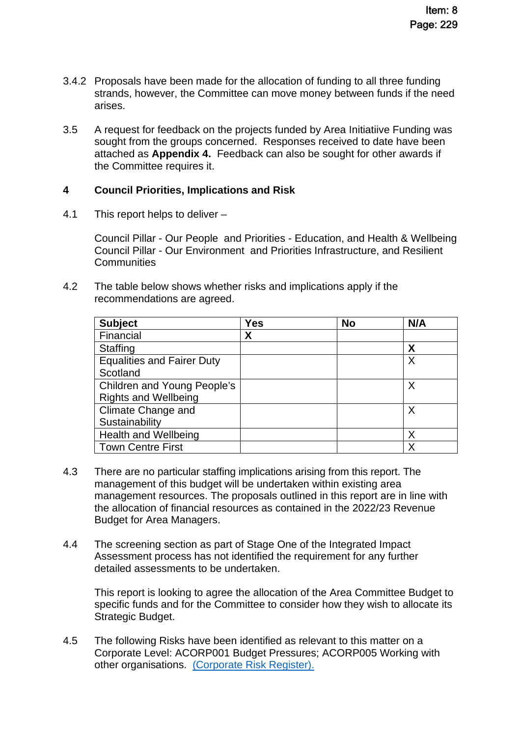3.4.2 Proposals have been made for the allocation of funding to all three funding strands, however, the Committee can move money between funds if the need arises.

3.5 A request for feedback on the projects funded by Area Initiatiive Funding was sought from the groups concerned. Responses received to date have been attached as **Appendix 4.** Feedback can also be sought for other awards if the Committee requires it.

## 4 Council Priorities, Implications and Risk

4.1 This report helps to deliver –

Council Pillar - Our People and Priorities - Education, and Health & Wellbeing
Council Pillar - Our Environment and Priorities Infrastructure, and Resilient Communities

4.2 The table below shows whether risks and implications apply if the recommendations are agreed.

| **Subject** | **Yes** | **No** | **N/A** |
|---|---|---|---|
| Financial | **X** | | |
| Staffing | | | **X** |
| Equalities and Fairer Duty Scotland | | | X |
| Children and Young People's Rights and Wellbeing | | | X |
| Climate Change and Sustainability | | | X |
| Health and Wellbeing | | | X |
| Town Centre First | | | X |

4.3 There are no particular staffing implications arising from this report. The management of this budget will be undertaken within existing area management resources. The proposals outlined in this report are in line with the allocation of financial resources as contained in the 2022/23 Revenue Budget for Area Managers.

4.4 The screening section as part of Stage One of the Integrated Impact Assessment process has not identified the requirement for any further detailed assessments to be undertaken.

This report is looking to agree the allocation of the Area Committee Budget to specific funds and for the Committee to consider how they wish to allocate its Strategic Budget.

4.5 The following Risks have been identified as relevant to this matter on a Corporate Level: ACORP001 Budget Pressures; ACORP005 Working with other organisations. (Corporate Risk Register).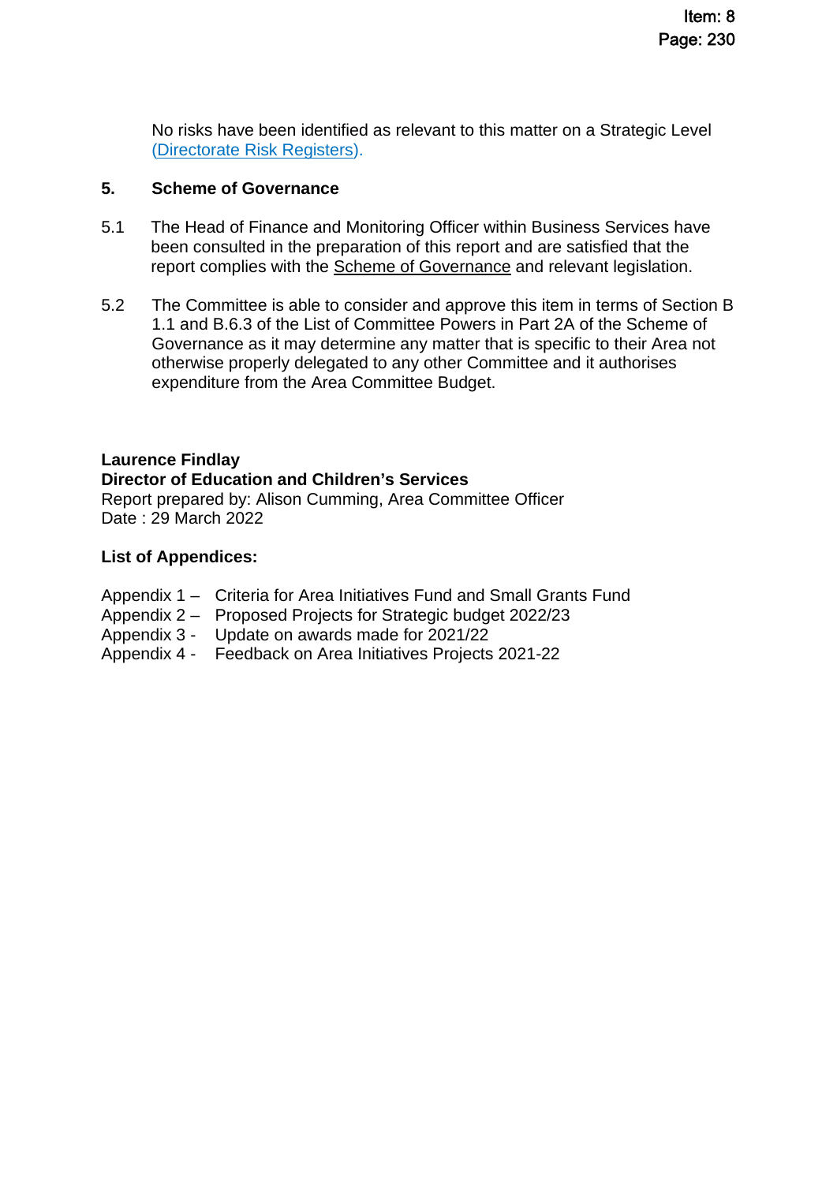No risks have been identified as relevant to this matter on a Strategic Level (Directorate Risk Registers).

## 5. Scheme of Governance

5.1 The Head of Finance and Monitoring Officer within Business Services have been consulted in the preparation of this report and are satisfied that the report complies with the Scheme of Governance and relevant legislation.

5.2 The Committee is able to consider and approve this item in terms of Section B 1.1 and B.6.3 of the List of Committee Powers in Part 2A of the Scheme of Governance as it may determine any matter that is specific to their Area not otherwise properly delegated to any other Committee and it authorises expenditure from the Area Committee Budget.

**Laurence Findlay**
**Director of Education and Children's Services**
Report prepared by: Alison Cumming, Area Committee Officer
Date : 29 March 2022

**List of Appendices:**

Appendix 1 – Criteria for Area Initiatives Fund and Small Grants Fund
Appendix 2 – Proposed Projects for Strategic budget 2022/23
Appendix 3 - Update on awards made for 2021/22
Appendix 4 - Feedback on Area Initiatives Projects 2021-22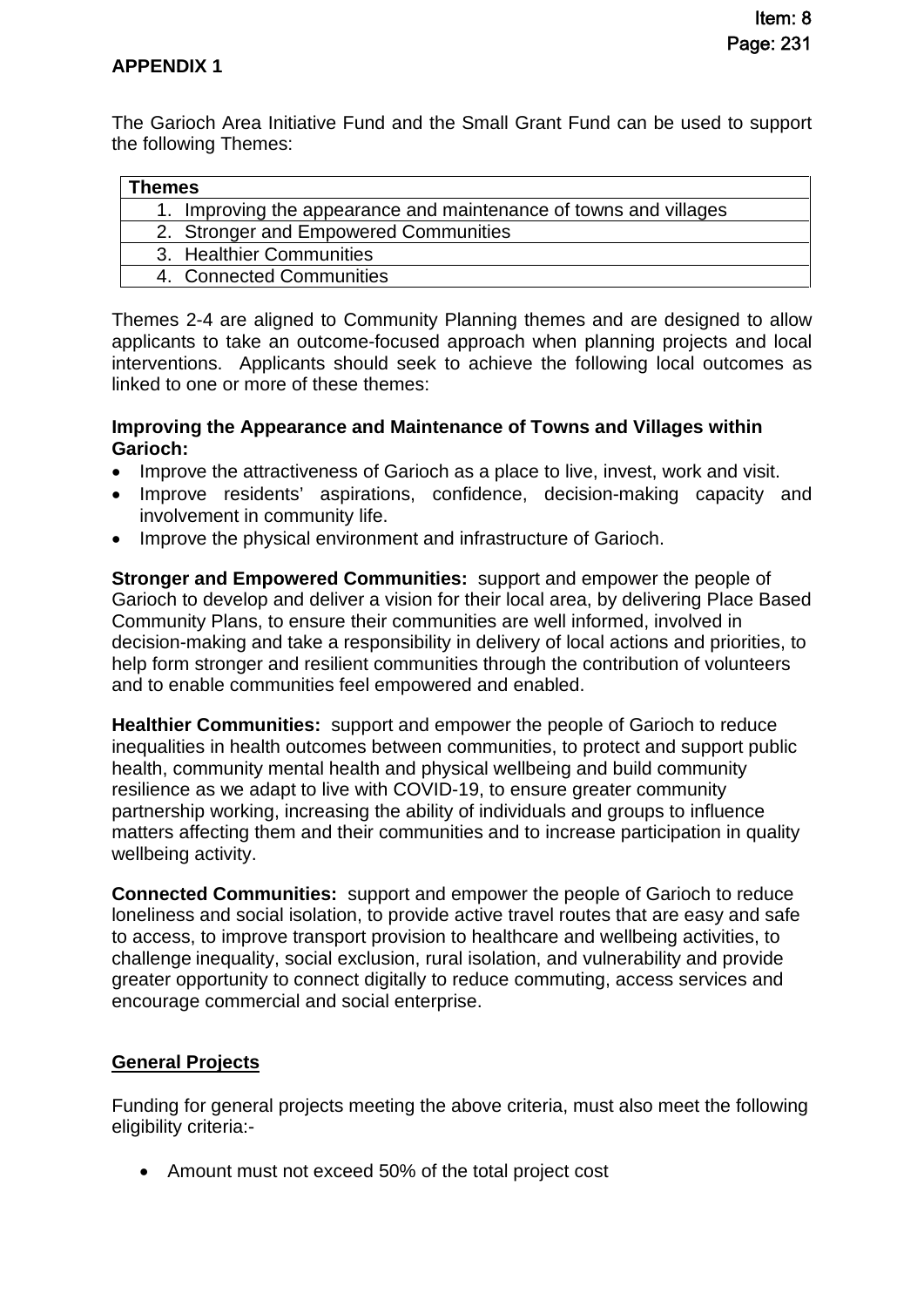**APPENDIX 1**

The Garioch Area Initiative Fund and the Small Grant Fund can be used to support the following Themes:

| Themes |
| --- |
| 1. Improving the appearance and maintenance of towns and villages |
| 2. Stronger and Empowered Communities |
| 3. Healthier Communities |
| 4. Connected Communities |

Themes 2-4 are aligned to Community Planning themes and are designed to allow applicants to take an outcome-focused approach when planning projects and local interventions. Applicants should seek to achieve the following local outcomes as linked to one or more of these themes:

**Improving the Appearance and Maintenance of Towns and Villages within Garioch:**

- Improve the attractiveness of Garioch as a place to live, invest, work and visit.
- Improve residents' aspirations, confidence, decision-making capacity and involvement in community life.
- Improve the physical environment and infrastructure of Garioch.

**Stronger and Empowered Communities:** support and empower the people of Garioch to develop and deliver a vision for their local area, by delivering Place Based Community Plans, to ensure their communities are well informed, involved in decision-making and take a responsibility in delivery of local actions and priorities, to help form stronger and resilient communities through the contribution of volunteers and to enable communities feel empowered and enabled.

**Healthier Communities:** support and empower the people of Garioch to reduce inequalities in health outcomes between communities, to protect and support public health, community mental health and physical wellbeing and build community resilience as we adapt to live with COVID-19, to ensure greater community partnership working, increasing the ability of individuals and groups to influence matters affecting them and their communities and to increase participation in quality wellbeing activity.

**Connected Communities:** support and empower the people of Garioch to reduce loneliness and social isolation, to provide active travel routes that are easy and safe to access, to improve transport provision to healthcare and wellbeing activities, to challenge inequality, social exclusion, rural isolation, and vulnerability and provide greater opportunity to connect digitally to reduce commuting, access services and encourage commercial and social enterprise.

**General Projects**

Funding for general projects meeting the above criteria, must also meet the following eligibility criteria:-

- Amount must not exceed 50% of the total project cost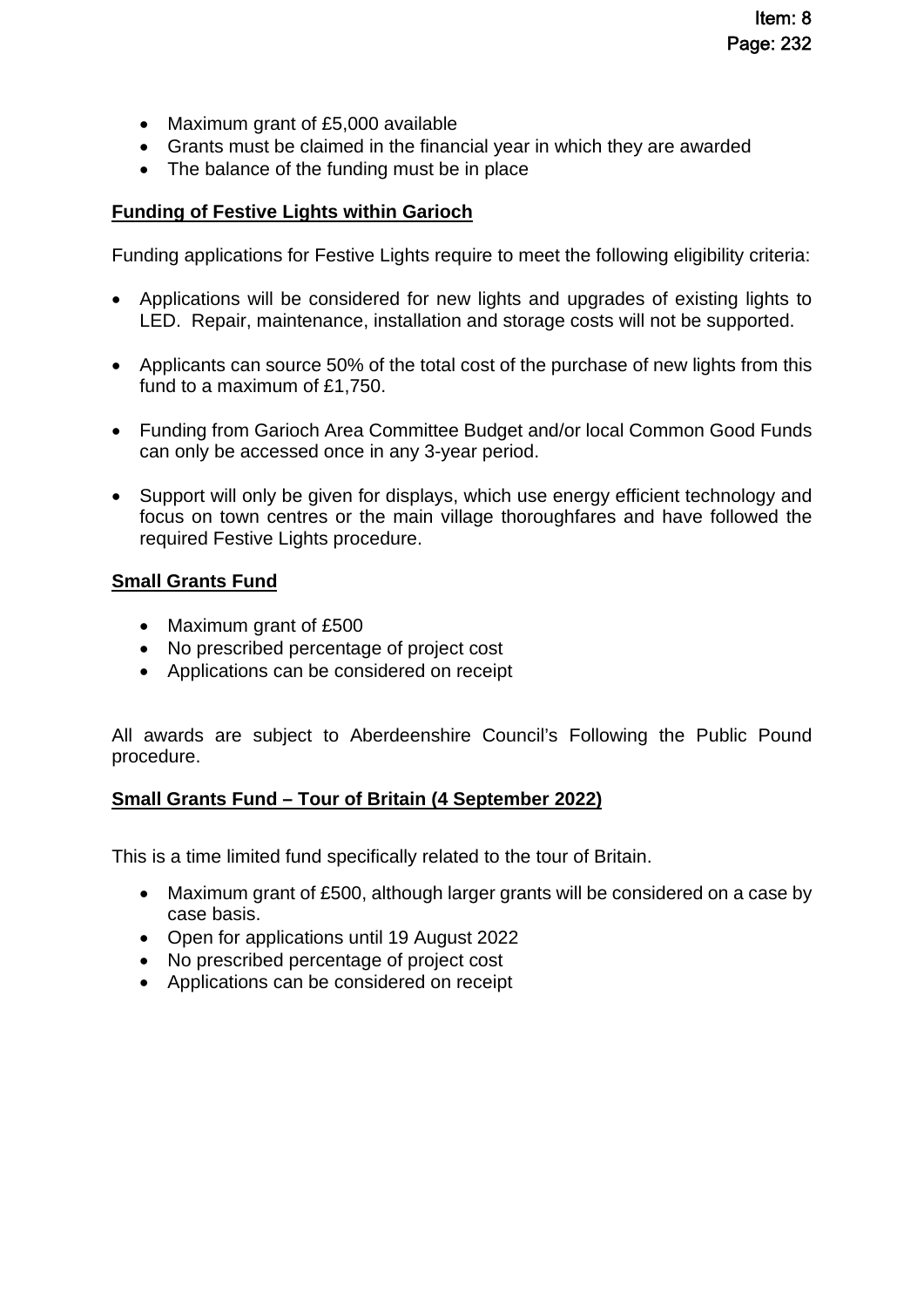- Maximum grant of £5,000 available
- Grants must be claimed in the financial year in which they are awarded
- The balance of the funding must be in place

**Funding of Festive Lights within Garioch**

Funding applications for Festive Lights require to meet the following eligibility criteria:

- Applications will be considered for new lights and upgrades of existing lights to LED. Repair, maintenance, installation and storage costs will not be supported.

- Applicants can source 50% of the total cost of the purchase of new lights from this fund to a maximum of £1,750.

- Funding from Garioch Area Committee Budget and/or local Common Good Funds can only be accessed once in any 3-year period.

- Support will only be given for displays, which use energy efficient technology and focus on town centres or the main village thoroughfares and have followed the required Festive Lights procedure.

**Small Grants Fund**

- Maximum grant of £500
- No prescribed percentage of project cost
- Applications can be considered on receipt

All awards are subject to Aberdeenshire Council's Following the Public Pound procedure.

**Small Grants Fund – Tour of Britain (4 September 2022)**

This is a time limited fund specifically related to the tour of Britain.

- Maximum grant of £500, although larger grants will be considered on a case by case basis.
- Open for applications until 19 August 2022
- No prescribed percentage of project cost
- Applications can be considered on receipt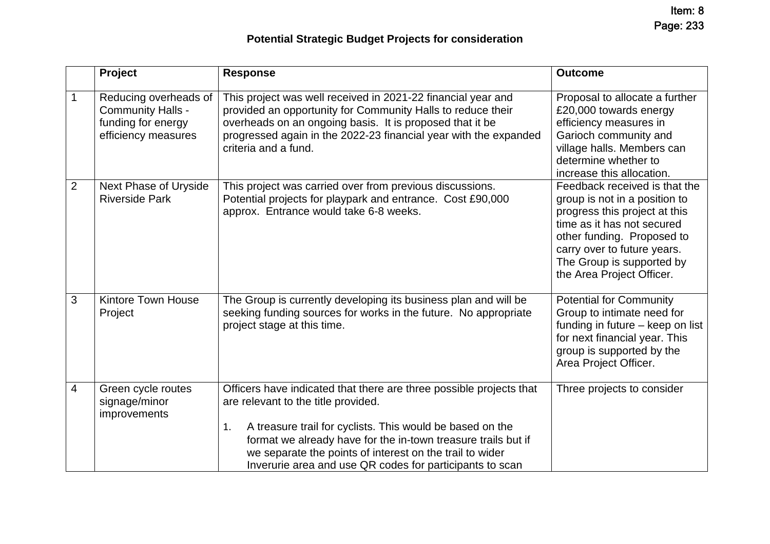**Potential Strategic Budget Projects for consideration**

| | Project | Response | Outcome |
|---|---|---|---|
| 1 | Reducing overheads of Community Halls - funding for energy efficiency measures | This project was well received in 2021-22 financial year and provided an opportunity for Community Halls to reduce their overheads on an ongoing basis. It is proposed that it be progressed again in the 2022-23 financial year with the expanded criteria and a fund. | Proposal to allocate a further £20,000 towards energy efficiency measures in Garioch community and village halls. Members can determine whether to increase this allocation. |
| 2 | Next Phase of Uryside Riverside Park | This project was carried over from previous discussions. Potential projects for playpark and entrance. Cost £90,000 approx. Entrance would take 6-8 weeks. | Feedback received is that the group is not in a position to progress this project at this time as it has not secured other funding. Proposed to carry over to future years. The Group is supported by the Area Project Officer. |
| 3 | Kintore Town House Project | The Group is currently developing its business plan and will be seeking funding sources for works in the future. No appropriate project stage at this time. | Potential for Community Group to intimate need for funding in future – keep on list for next financial year. This group is supported by the Area Project Officer. |
| 4 | Green cycle routes signage/minor improvements | Officers have indicated that there are three possible projects that are relevant to the title provided.<br><br>1. A treasure trail for cyclists. This would be based on the format we already have for the in-town treasure trails but if we separate the points of interest on the trail to wider Inverurie area and use QR codes for participants to scan | Three projects to consider |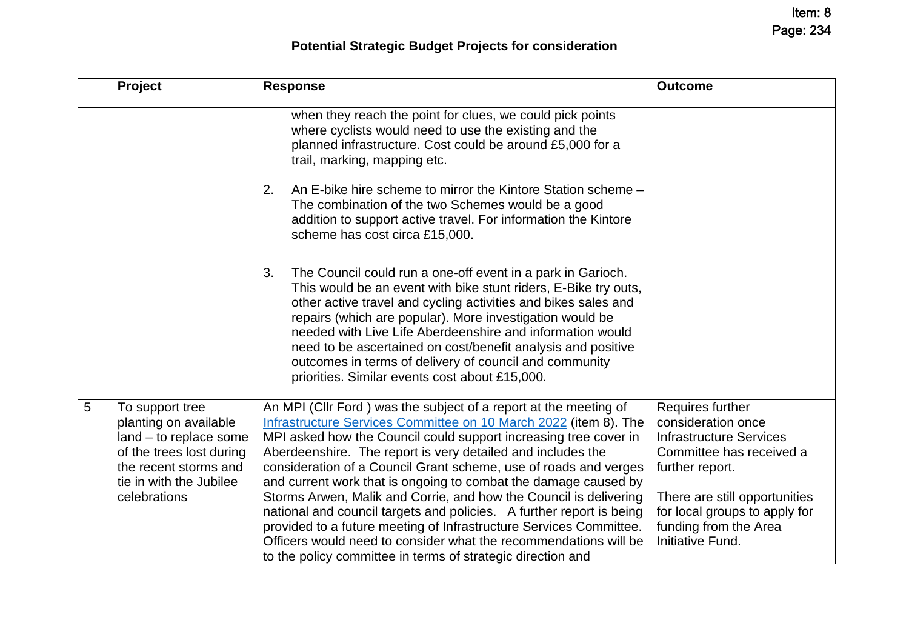## Potential Strategic Budget Projects for consideration

| | Project | Response | Outcome |
|---|---|---|---|
| | | when they reach the point for clues, we could pick points where cyclists would need to use the existing and the planned infrastructure. Cost could be around £5,000 for a trail, marking, mapping etc.<br><br>2. An E-bike hire scheme to mirror the Kintore Station scheme – The combination of the two Schemes would be a good addition to support active travel. For information the Kintore scheme has cost circa £15,000.<br><br>3. The Council could run a one-off event in a park in Garioch. This would be an event with bike stunt riders, E-Bike try outs, other active travel and cycling activities and bikes sales and repairs (which are popular). More investigation would be needed with Live Life Aberdeenshire and information would need to be ascertained on cost/benefit analysis and positive outcomes in terms of delivery of council and community priorities. Similar events cost about £15,000. | |
| 5 | To support tree planting on available land – to replace some of the trees lost during the recent storms and tie in with the Jubilee celebrations | An MPI (Cllr Ford ) was the subject of a report at the meeting of Infrastructure Services Committee on 10 March 2022 (item 8). The MPI asked how the Council could support increasing tree cover in Aberdeenshire. The report is very detailed and includes the consideration of a Council Grant scheme, use of roads and verges and current work that is ongoing to combat the damage caused by Storms Arwen, Malik and Corrie, and how the Council is delivering national and council targets and policies. A further report is being provided to a future meeting of Infrastructure Services Committee. Officers would need to consider what the recommendations will be to the policy committee in terms of strategic direction and | Requires further consideration once Infrastructure Services Committee has received a further report.<br><br>There are still opportunities for local groups to apply for funding from the Area Initiative Fund. |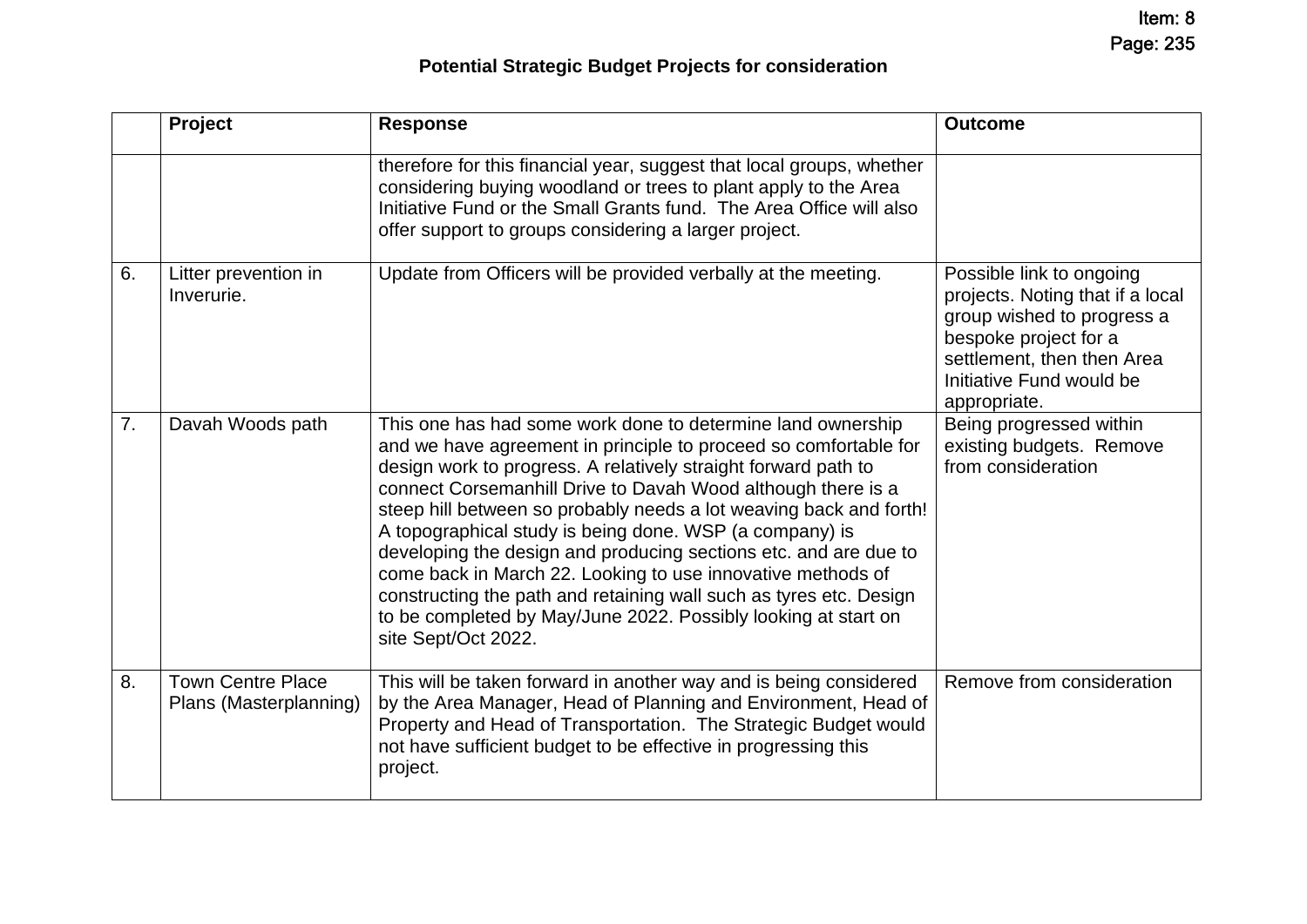### Potential Strategic Budget Projects for consideration

| | Project | Response | Outcome |
|---|---|---|---|
| | | therefore for this financial year, suggest that local groups, whether considering buying woodland or trees to plant apply to the Area Initiative Fund or the Small Grants fund. The Area Office will also offer support to groups considering a larger project. | |
| 6. | Litter prevention in Inverurie. | Update from Officers will be provided verbally at the meeting. | Possible link to ongoing projects. Noting that if a local group wished to progress a bespoke project for a settlement, then then Area Initiative Fund would be appropriate. |
| 7. | Davah Woods path | This one has had some work done to determine land ownership and we have agreement in principle to proceed so comfortable for design work to progress. A relatively straight forward path to connect Corsemanhill Drive to Davah Wood although there is a steep hill between so probably needs a lot weaving back and forth! A topographical study is being done. WSP (a company) is developing the design and producing sections etc. and are due to come back in March 22. Looking to use innovative methods of constructing the path and retaining wall such as tyres etc. Design to be completed by May/June 2022. Possibly looking at start on site Sept/Oct 2022. | Being progressed within existing budgets. Remove from consideration |
| 8. | Town Centre Place Plans (Masterplanning) | This will be taken forward in another way and is being considered by the Area Manager, Head of Planning and Environment, Head of Property and Head of Transportation. The Strategic Budget would not have sufficient budget to be effective in progressing this project. | Remove from consideration |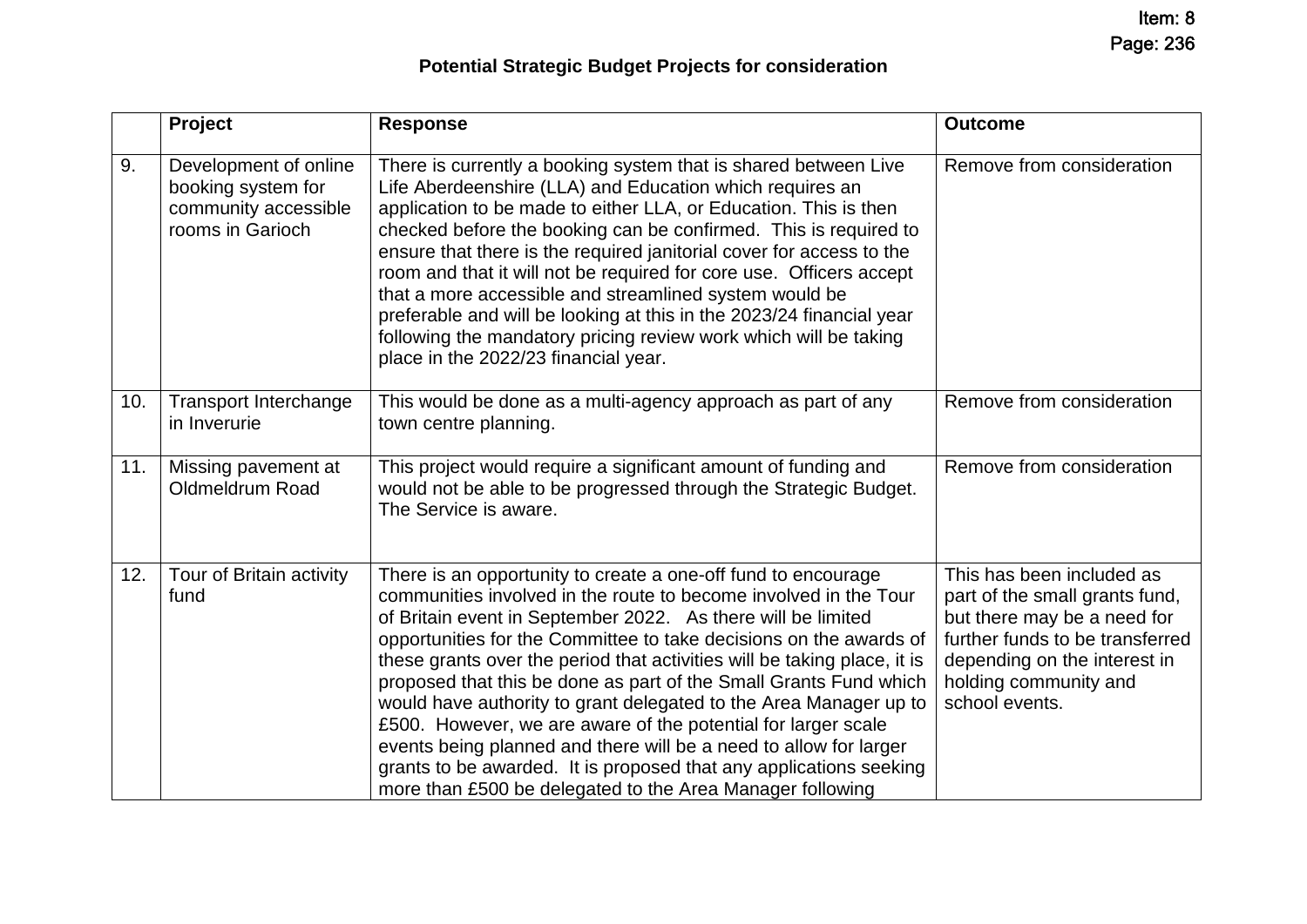Item: 8
Page: 236

## Potential Strategic Budget Projects for consideration

| | Project | Response | Outcome |
|---|---|---|---|
| 9. | Development of online booking system for community accessible rooms in Garioch | There is currently a booking system that is shared between Live Life Aberdeenshire (LLA) and Education which requires an application to be made to either LLA, or Education. This is then checked before the booking can be confirmed. This is required to ensure that there is the required janitorial cover for access to the room and that it will not be required for core use. Officers accept that a more accessible and streamlined system would be preferable and will be looking at this in the 2023/24 financial year following the mandatory pricing review work which will be taking place in the 2022/23 financial year. | Remove from consideration |
| 10. | Transport Interchange in Inverurie | This would be done as a multi-agency approach as part of any town centre planning. | Remove from consideration |
| 11. | Missing pavement at Oldmeldrum Road | This project would require a significant amount of funding and would not be able to be progressed through the Strategic Budget. The Service is aware. | Remove from consideration |
| 12. | Tour of Britain activity fund | There is an opportunity to create a one-off fund to encourage communities involved in the route to become involved in the Tour of Britain event in September 2022. As there will be limited opportunities for the Committee to take decisions on the awards of these grants over the period that activities will be taking place, it is proposed that this be done as part of the Small Grants Fund which would have authority to grant delegated to the Area Manager up to £500. However, we are aware of the potential for larger scale events being planned and there will be a need to allow for larger grants to be awarded. It is proposed that any applications seeking more than £500 be delegated to the Area Manager following | This has been included as part of the small grants fund, but there may be a need for further funds to be transferred depending on the interest in holding community and school events. |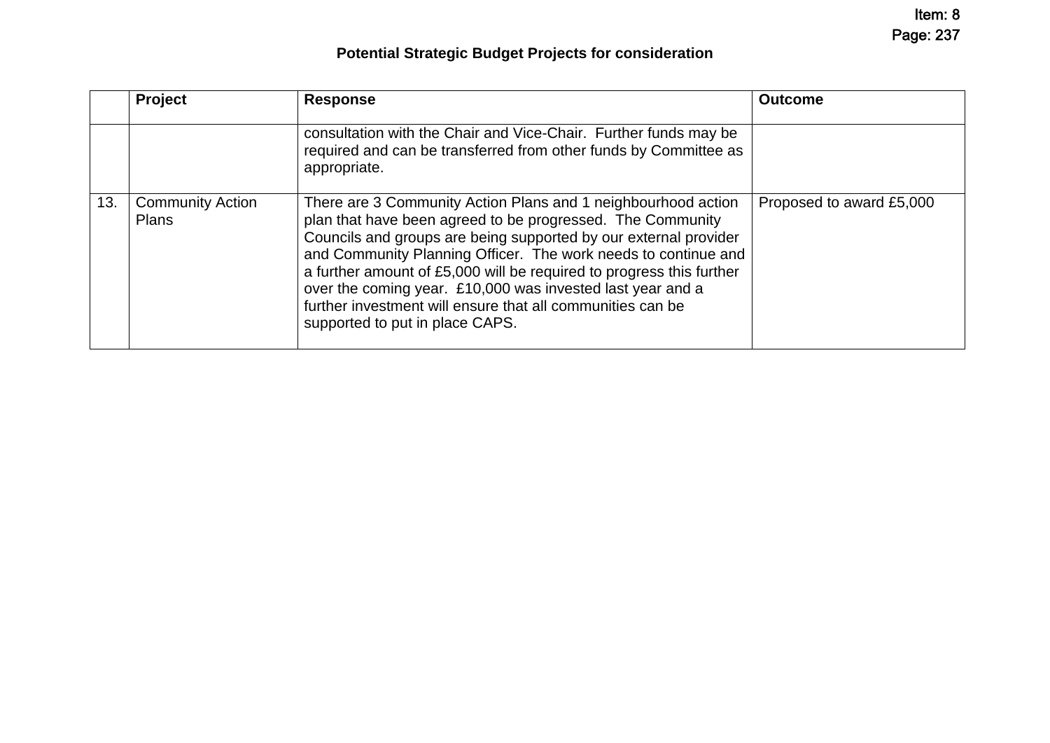**Potential Strategic Budget Projects for consideration**

| | Project | Response | Outcome |
|---|---|---|---|
| | | consultation with the Chair and Vice-Chair. Further funds may be required and can be transferred from other funds by Committee as appropriate. | |
| 13. | Community Action Plans | There are 3 Community Action Plans and 1 neighbourhood action plan that have been agreed to be progressed. The Community Councils and groups are being supported by our external provider and Community Planning Officer. The work needs to continue and a further amount of £5,000 will be required to progress this further over the coming year. £10,000 was invested last year and a further investment will ensure that all communities can be supported to put in place CAPS. | Proposed to award £5,000 |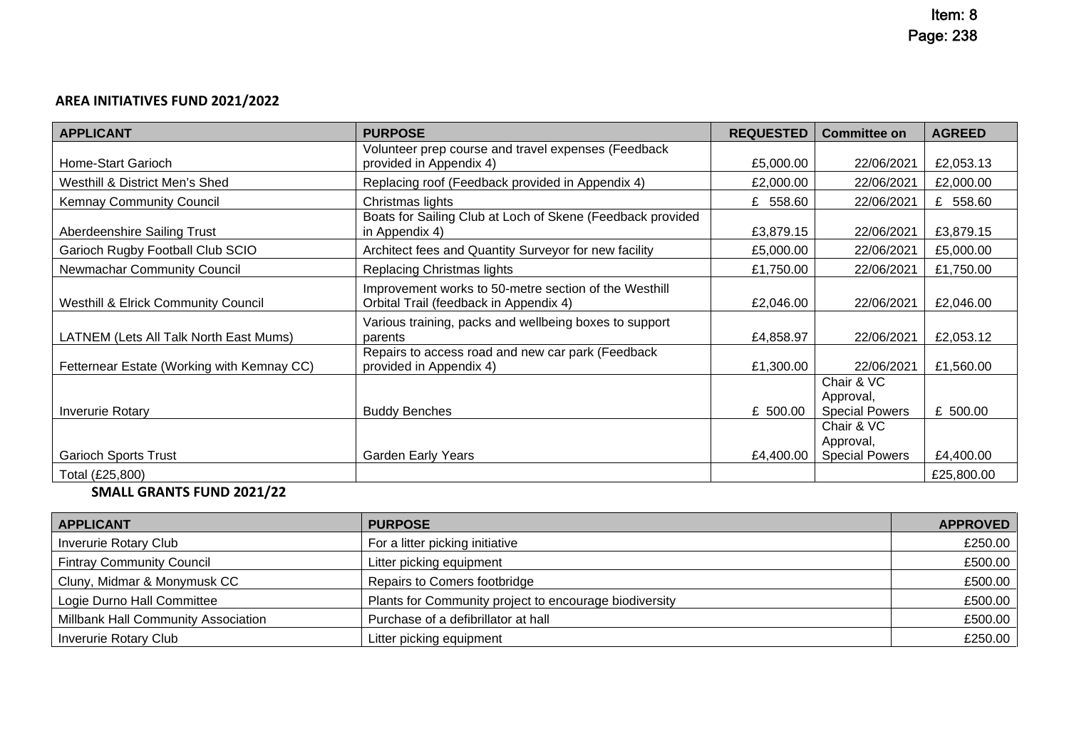### AREA INITIATIVES FUND 2021/2022

| APPLICANT | PURPOSE | REQUESTED | Committee on | AGREED |
|---|---|---|---|---|
| Home-Start Garioch | Volunteer prep course and travel expenses (Feedback provided in Appendix 4) | £5,000.00 | 22/06/2021 | £2,053.13 |
| Westhill & District Men's Shed | Replacing roof (Feedback provided in Appendix 4) | £2,000.00 | 22/06/2021 | £2,000.00 |
| Kemnay Community Council | Christmas lights | £ 558.60 | 22/06/2021 | £ 558.60 |
| Aberdeenshire Sailing Trust | Boats for Sailing Club at Loch of Skene (Feedback provided in Appendix 4) | £3,879.15 | 22/06/2021 | £3,879.15 |
| Garioch Rugby Football Club SCIO | Architect fees and Quantity Surveyor for new facility | £5,000.00 | 22/06/2021 | £5,000.00 |
| Newmachar Community Council | Replacing Christmas lights | £1,750.00 | 22/06/2021 | £1,750.00 |
| Westhill & Elrick Community Council | Improvement works to 50-metre section of the Westhill Orbital Trail (feedback in Appendix 4) | £2,046.00 | 22/06/2021 | £2,046.00 |
| LATNEM (Lets All Talk North East Mums) | Various training, packs and wellbeing boxes to support parents | £4,858.97 | 22/06/2021 | £2,053.12 |
| Fetternear Estate (Working with Kemnay CC) | Repairs to access road and new car park (Feedback provided in Appendix 4) | £1,300.00 | 22/06/2021 | £1,560.00 |
| Inverurie Rotary | Buddy Benches | £ 500.00 | Chair & VC Approval, Special Powers | £ 500.00 |
| Garioch Sports Trust | Garden Early Years | £4,400.00 | Chair & VC Approval, Special Powers | £4,400.00 |
| Total (£25,800) | | | | £25,800.00 |

### SMALL GRANTS FUND 2021/22

| APPLICANT | PURPOSE | APPROVED |
|---|---|---|
| Inverurie Rotary Club | For a litter picking initiative | £250.00 |
| Fintray Community Council | Litter picking equipment | £500.00 |
| Cluny, Midmar & Monymusk CC | Repairs to Comers footbridge | £500.00 |
| Logie Durno Hall Committee | Plants for Community project to encourage biodiversity | £500.00 |
| Millbank Hall Community Association | Purchase of a defibrillator at hall | £500.00 |
| Inverurie Rotary Club | Litter picking equipment | £250.00 |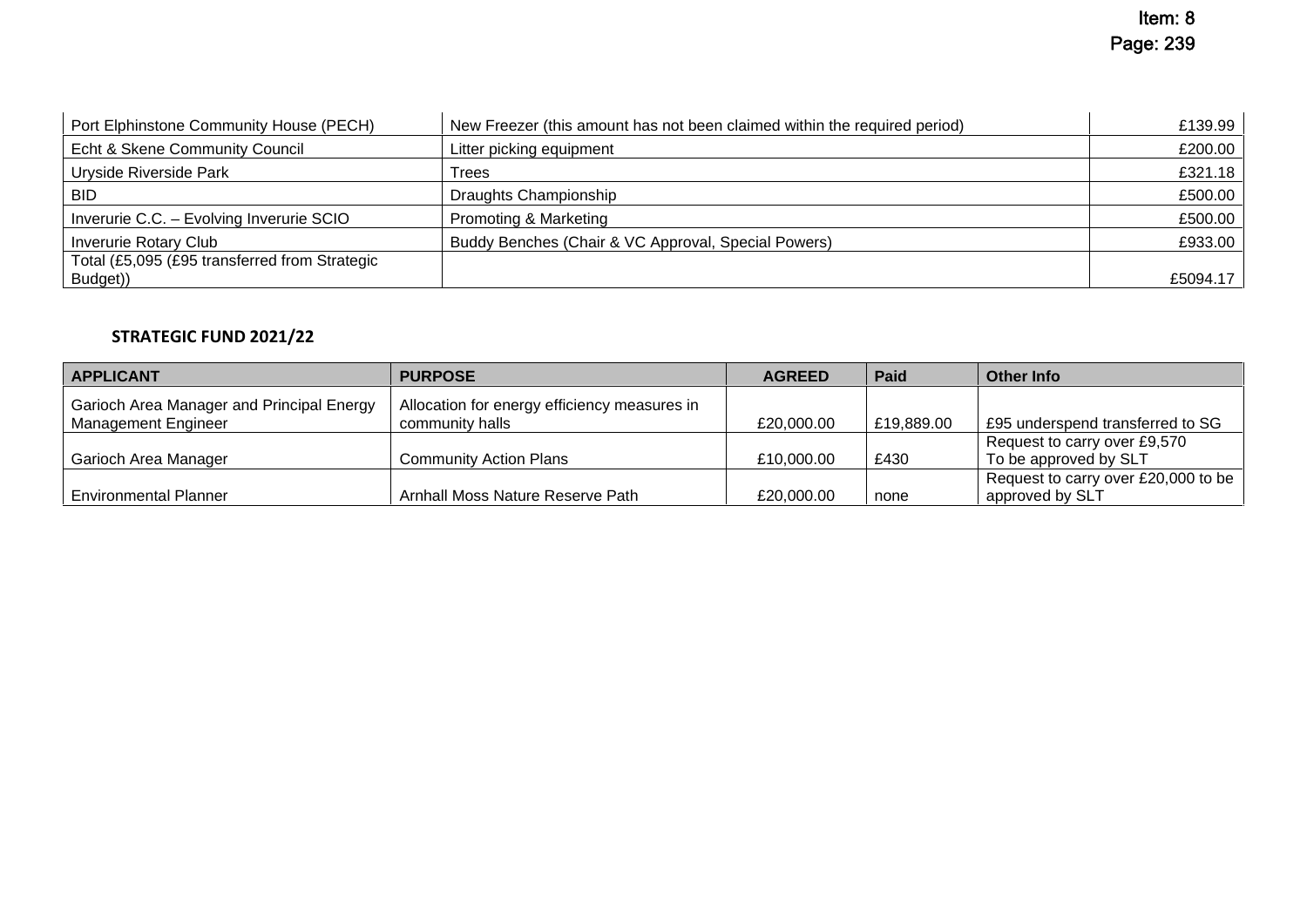| | | |
|---|---|---|
| Port Elphinstone Community House (PECH) | New Freezer (this amount has not been claimed within the required period) | £139.99 |
| Echt & Skene Community Council | Litter picking equipment | £200.00 |
| Uryside Riverside Park | Trees | £321.18 |
| BID | Draughts Championship | £500.00 |
| Inverurie C.C. – Evolving Inverurie SCIO | Promoting & Marketing | £500.00 |
| Inverurie Rotary Club | Buddy Benches (Chair & VC Approval, Special Powers) | £933.00 |
| Total (£5,095 (£95 transferred from Strategic Budget)) | | £5094.17 |

**STRATEGIC FUND 2021/22**

| APPLICANT | PURPOSE | AGREED | Paid | Other Info |
|---|---|---|---|---|
| Garioch Area Manager and Principal Energy Management Engineer | Allocation for energy efficiency measures in community halls | £20,000.00 | £19,889.00 | £95 underspend transferred to SG |
| Garioch Area Manager | Community Action Plans | £10,000.00 | £430 | Request to carry over £9,570 To be approved by SLT |
| Environmental Planner | Arnhall Moss Nature Reserve Path | £20,000.00 | none | Request to carry over £20,000 to be approved by SLT |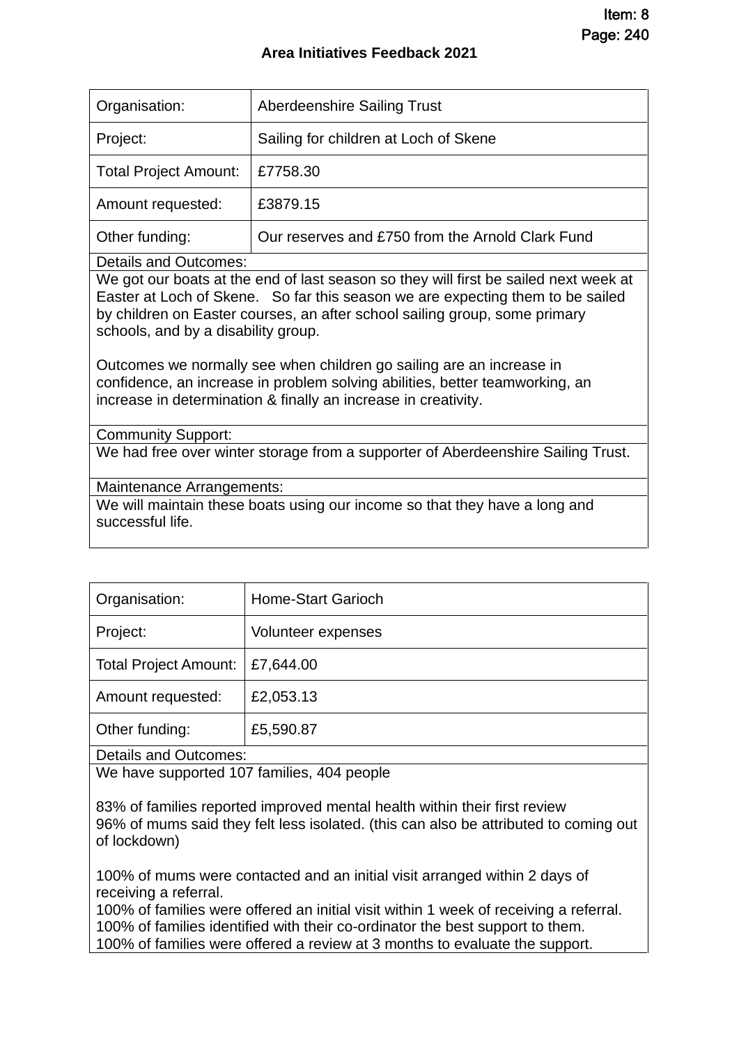## Area Initiatives Feedback 2021

| Organisation: | Aberdeenshire Sailing Trust |
|---|---|
| Project: | Sailing for children at Loch of Skene |
| Total Project Amount: | £7758.30 |
| Amount requested: | £3879.15 |
| Other funding: | Our reserves and £750 from the Arnold Clark Fund |

Details and Outcomes:

We got our boats at the end of last season so they will first be sailed next week at Easter at Loch of Skene. So far this season we are expecting them to be sailed by children on Easter courses, an after school sailing group, some primary schools, and by a disability group.

Outcomes we normally see when children go sailing are an increase in confidence, an increase in problem solving abilities, better teamworking, an increase in determination & finally an increase in creativity.

Community Support:

We had free over winter storage from a supporter of Aberdeenshire Sailing Trust.

Maintenance Arrangements:

We will maintain these boats using our income so that they have a long and successful life.

| Organisation: | Home-Start Garioch |
|---|---|
| Project: | Volunteer expenses |
| Total Project Amount: | £7,644.00 |
| Amount requested: | £2,053.13 |
| Other funding: | £5,590.87 |

Details and Outcomes:

We have supported 107 families, 404 people

83% of families reported improved mental health within their first review
96% of mums said they felt less isolated. (this can also be attributed to coming out of lockdown)

100% of mums were contacted and an initial visit arranged within 2 days of receiving a referral.
100% of families were offered an initial visit within 1 week of receiving a referral.
100% of families identified with their co-ordinator the best support to them.
100% of families were offered a review at 3 months to evaluate the support.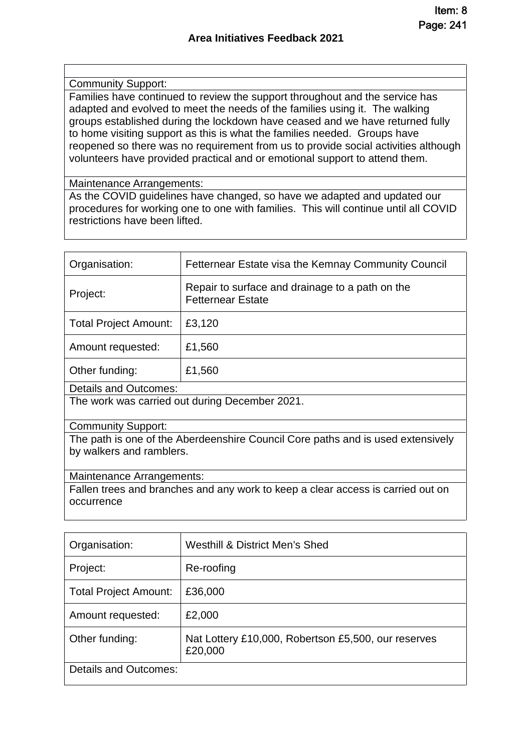## Area Initiatives Feedback 2021

| | |
|---|---|
| Community Support: | |
| Families have continued to review the support throughout and the service has adapted and evolved to meet the needs of the families using it. The walking groups established during the lockdown have ceased and we have returned fully to home visiting support as this is what the families needed. Groups have reopened so there was no requirement from us to provide social activities although volunteers have provided practical and or emotional support to attend them. | |
| Maintenance Arrangements: | |
| As the COVID guidelines have changed, so have we adapted and updated our procedures for working one to one with families. This will continue until all COVID restrictions have been lifted. | |

| | |
|---|---|
| Organisation: | Fetternear Estate visa the Kemnay Community Council |
| Project: | Repair to surface and drainage to a path on the Fetternear Estate |
| Total Project Amount: | £3,120 |
| Amount requested: | £1,560 |
| Other funding: | £1,560 |
| Details and Outcomes: | |
| The work was carried out during December 2021. | |
| Community Support: | |
| The path is one of the Aberdeenshire Council Core paths and is used extensively by walkers and ramblers. | |
| Maintenance Arrangements: | |
| Fallen trees and branches and any work to keep a clear access is carried out on occurrence | |

| | |
|---|---|
| Organisation: | Westhill & District Men's Shed |
| Project: | Re-roofing |
| Total Project Amount: | £36,000 |
| Amount requested: | £2,000 |
| Other funding: | Nat Lottery £10,000, Robertson £5,500, our reserves £20,000 |
| Details and Outcomes: | |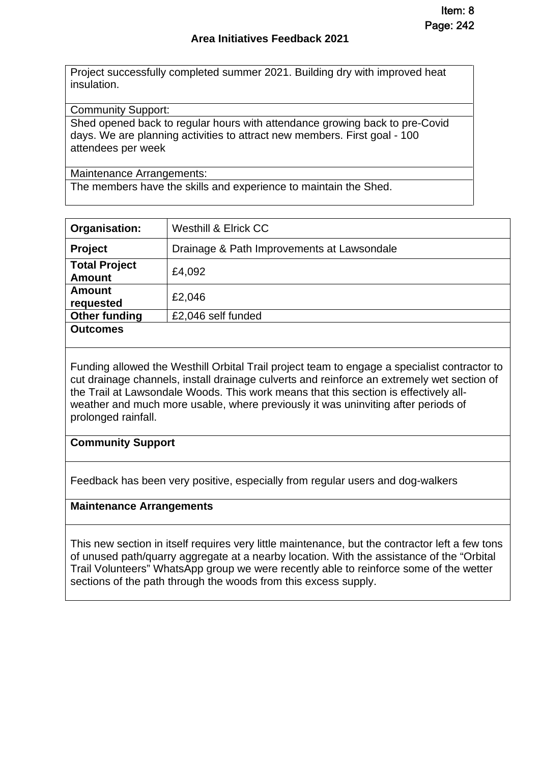## Area Initiatives Feedback 2021

| |
|---|
| Project successfully completed summer 2021. Building dry with improved heat insulation. |
| Community Support: |
| Shed opened back to regular hours with attendance growing back to pre-Covid days. We are planning activities to attract new members. First goal - 100 attendees per week |
| Maintenance Arrangements: |
| The members have the skills and experience to maintain the Shed. |

| | |
|---|---|
| **Organisation:** | Westhill & Elrick CC |
| **Project** | Drainage & Path Improvements at Lawsondale |
| **Total Project Amount** | £4,092 |
| **Amount requested** | £2,046 |
| **Other funding** | £2,046 self funded |
| **Outcomes** | |
| Funding allowed the Westhill Orbital Trail project team to engage a specialist contractor to cut drainage channels, install drainage culverts and reinforce an extremely wet section of the Trail at Lawsondale Woods. This work means that this section is effectively all-weather and much more usable, where previously it was uninviting after periods of prolonged rainfall. | |
| **Community Support** | |
| Feedback has been very positive, especially from regular users and dog-walkers | |
| **Maintenance Arrangements** | |
| This new section in itself requires very little maintenance, but the contractor left a few tons of unused path/quarry aggregate at a nearby location. With the assistance of the "Orbital Trail Volunteers" WhatsApp group we were recently able to reinforce some of the wetter sections of the path through the woods from this excess supply. | |